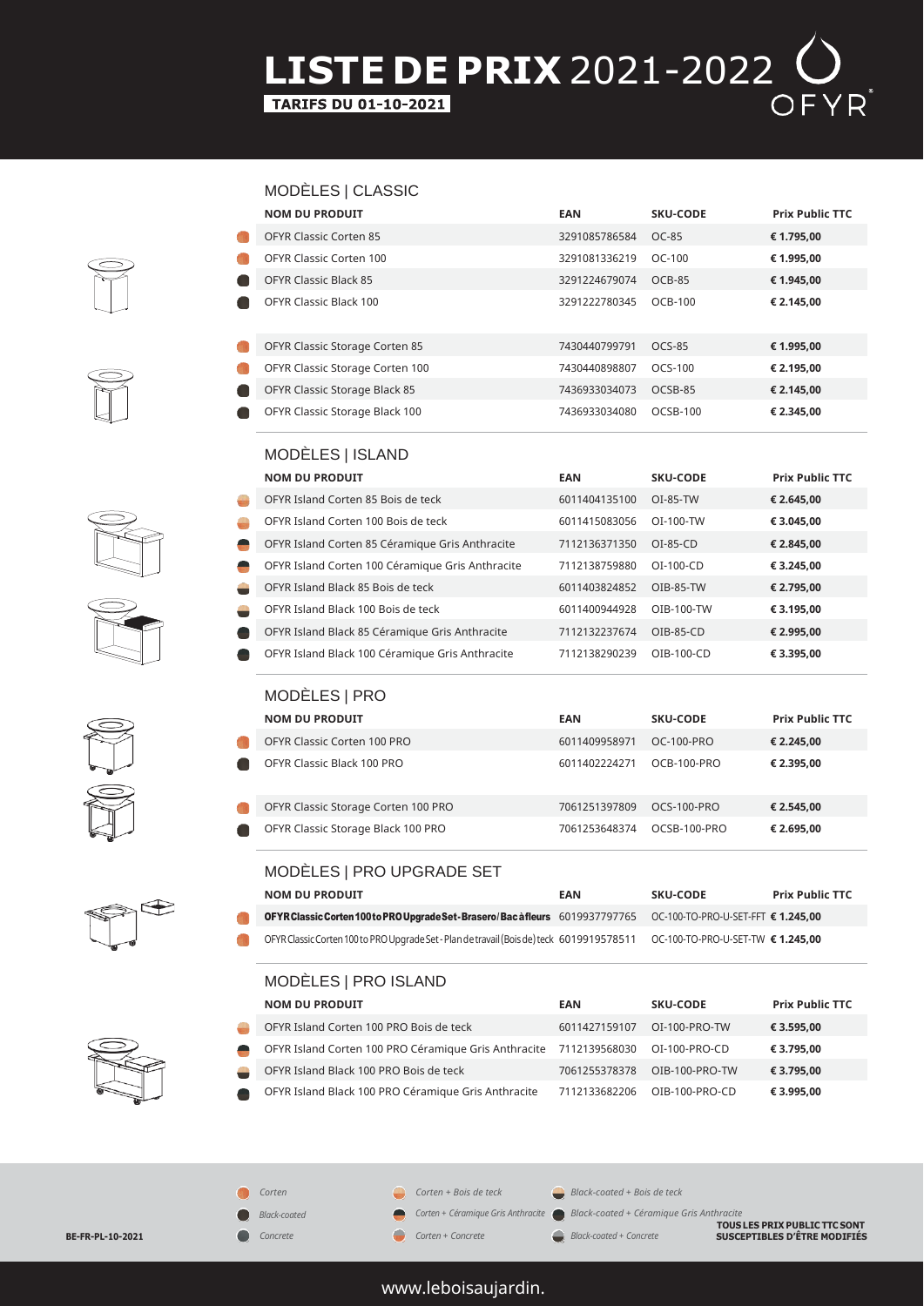# LISTE DE PRIX 2021-2022

**TARIFS DU 01-10-2021**

OFYR®

## MODÈLES | CLASSIC

| NOM DU PRODUIT | EAN | SKU-CODE | Prix Public TTC |
|---|---|---|---|
| OFYR Classic Corten 85 | 3291085786584 | OC-85 | € 1.795,00 |
| OFYR Classic Corten 100 | 3291081336219 | OC-100 | € 1.995,00 |
| OFYR Classic Black 85 | 3291224679074 | OCB-85 | € 1.945,00 |
| OFYR Classic Black 100 | 3291222780345 | OCB-100 | € 2.145,00 |
| OFYR Classic Storage Corten 85 | 7430440799791 | OCS-85 | € 1.995,00 |
| OFYR Classic Storage Corten 100 | 7430440898807 | OCS-100 | € 2.195,00 |
| OFYR Classic Storage Black 85 | 7436933034073 | OCSB-85 | € 2.145,00 |
| OFYR Classic Storage Black 100 | 7436933034080 | OCSB-100 | € 2.345,00 |

## MODÈLES | ISLAND

| NOM DU PRODUIT | EAN | SKU-CODE | Prix Public TTC |
|---|---|---|---|
| OFYR Island Corten 85 Bois de teck | 6011404135100 | OI-85-TW | € 2.645,00 |
| OFYR Island Corten 100 Bois de teck | 6011415083056 | OI-100-TW | € 3.045,00 |
| OFYR Island Corten 85 Céramique Gris Anthracite | 7112136371350 | OI-85-CD | € 2.845,00 |
| OFYR Island Corten 100 Céramique Gris Anthracite | 7112138759880 | OI-100-CD | € 3.245,00 |
| OFYR Island Black 85 Bois de teck | 6011403824852 | OIB-85-TW | € 2.795,00 |
| OFYR Island Black 100 Bois de teck | 6011400944928 | OIB-100-TW | € 3.195,00 |
| OFYR Island Black 85 Céramique Gris Anthracite | 7112132237674 | OIB-85-CD | € 2.995,00 |
| OFYR Island Black 100 Céramique Gris Anthracite | 7112138290239 | OIB-100-CD | € 3.395,00 |

## MODÈLES | PRO

| NOM DU PRODUIT | EAN | SKU-CODE | Prix Public TTC |
|---|---|---|---|
| OFYR Classic Corten 100 PRO | 6011409958971 | OC-100-PRO | € 2.245,00 |
| OFYR Classic Black 100 PRO | 6011402224271 | OCB-100-PRO | € 2.395,00 |
| OFYR Classic Storage Corten 100 PRO | 7061251397809 | OCS-100-PRO | € 2.545,00 |
| OFYR Classic Storage Black 100 PRO | 7061253648374 | OCSB-100-PRO | € 2.695,00 |

## MODÈLES | PRO UPGRADE SET

| NOM DU PRODUIT | EAN | SKU-CODE | Prix Public TTC |
|---|---|---|---|
| **OFYR Classic Corten 100 to PRO Upgrade Set - Brasero/ Bac à fleurs** | 6019937797765 | OC-100-TO-PRO-U-SET-FFT | € 1.245,00 |
| OFYR Classic Corten 100 to PRO Upgrade Set - Plan de travail (Bois de) teck | 6019919578511 | OC-100-TO-PRO-U-SET-TW | € 1.245,00 |

## MODÈLES | PRO ISLAND

| NOM DU PRODUIT | EAN | SKU-CODE | Prix Public TTC |
|---|---|---|---|
| OFYR Island Corten 100 PRO Bois de teck | 6011427159107 | OI-100-PRO-TW | € 3.595,00 |
| OFYR Island Corten 100 PRO Céramique Gris Anthracite | 7112139568030 | OI-100-PRO-CD | € 3.795,00 |
| OFYR Island Black 100 PRO Bois de teck | 7061255378378 | OIB-100-PRO-TW | € 3.795,00 |
| OFYR Island Black 100 PRO Céramique Gris Anthracite | 7112133682206 | OIB-100-PRO-CD | € 3.995,00 |

*Corten* — *Corten + Bois de teck* — *Black-coated + Bois de teck*

*Black-coated* — *Corten + Céramique Gris Anthracite* — *Black-coated + Céramique Gris Anthracite*

*Concrete* — *Corten + Concrete* — *Black-coated + Concrete*

BE-FR-PL-10-2021

**TOUS LES PRIX PUBLIC TTC SONT SUSCEPTIBLES D'ÊTRE MODIFIÉS**

www.leboisaujardin.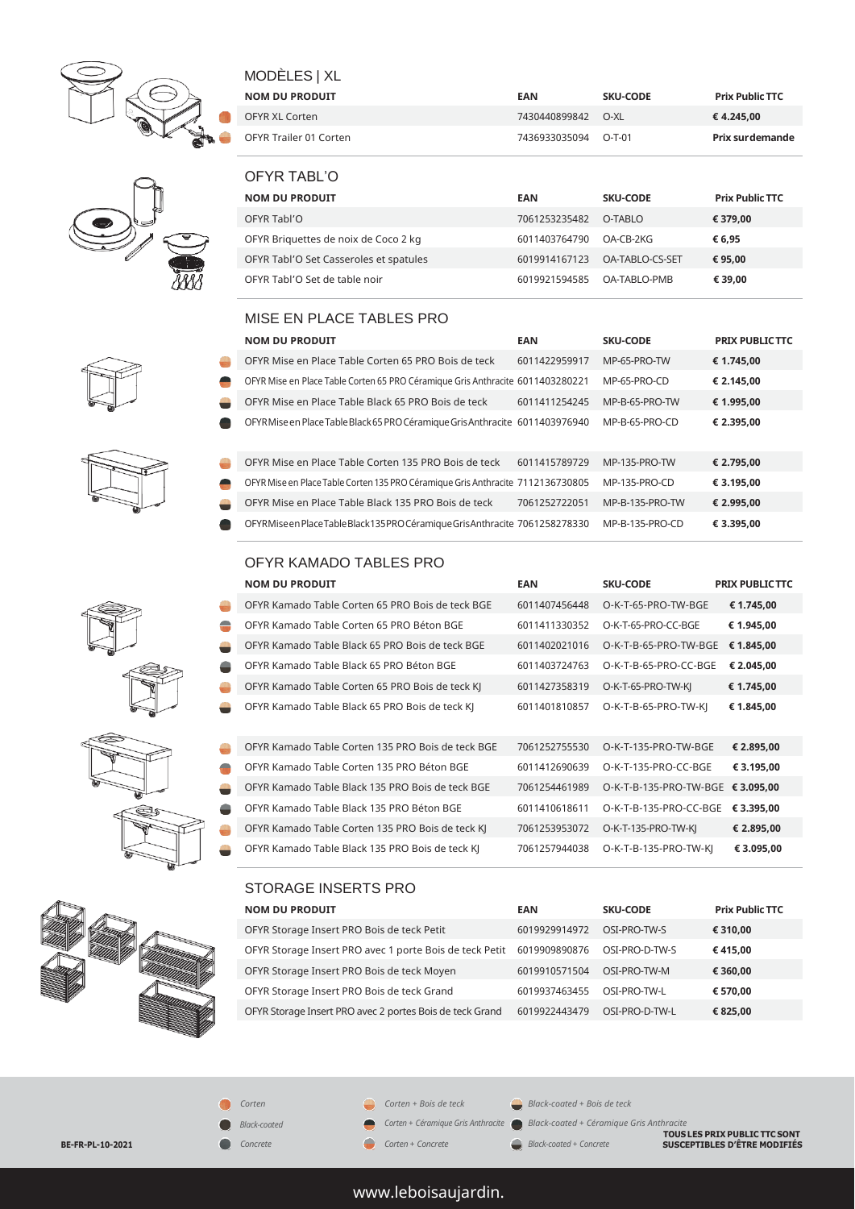## MODÈLES | XL

| NOM DU PRODUIT | EAN | SKU-CODE | Prix Public TTC |
|---|---|---|---|
| OFYR XL Corten | 7430440899842 | O-XL | € 4.245,00 |
| OFYR Trailer 01 Corten | 7436933035094 | O-T-01 | Prix sur demande |

## OFYR TABL'O

| NOM DU PRODUIT | EAN | SKU-CODE | Prix Public TTC |
|---|---|---|---|
| OFYR Tabl'O | 7061253235482 | O-TABLO | € 379,00 |
| OFYR Briquettes de noix de Coco 2 kg | 6011403764790 | OA-CB-2KG | € 6,95 |
| OFYR Tabl'O Set Casseroles et spatules | 6019914167123 | OA-TABLO-CS-SET | € 95,00 |
| OFYR Tabl'O Set de table noir | 6019921594585 | OA-TABLO-PMB | € 39,00 |

## MISE EN PLACE TABLES PRO

| NOM DU PRODUIT | EAN | SKU-CODE | PRIX PUBLIC TTC |
|---|---|---|---|
| OFYR Mise en Place Table Corten 65 PRO Bois de teck | 6011422959917 | MP-65-PRO-TW | € 1.745,00 |
| OFYR Mise en Place Table Corten 65 PRO Céramique Gris Anthracite | 6011403280221 | MP-65-PRO-CD | € 2.145,00 |
| OFYR Mise en Place Table Black 65 PRO Bois de teck | 6011411254245 | MP-B-65-PRO-TW | € 1.995,00 |
| OFYR Mise en Place Table Black 65 PRO Céramique Gris Anthracite | 6011403976940 | MP-B-65-PRO-CD | € 2.395,00 |
| OFYR Mise en Place Table Corten 135 PRO Bois de teck | 6011415789729 | MP-135-PRO-TW | € 2.795,00 |
| OFYR Mise en Place Table Corten 135 PRO Céramique Gris Anthracite | 7112136730805 | MP-135-PRO-CD | € 3.195,00 |
| OFYR Mise en Place Table Black 135 PRO Bois de teck | 7061252722051 | MP-B-135-PRO-TW | € 2.995,00 |
| OFYR Mise en Place Table Black 135 PRO Céramique Gris Anthracite | 7061258278330 | MP-B-135-PRO-CD | € 3.395,00 |

## OFYR KAMADO TABLES PRO

| NOM DU PRODUIT | EAN | SKU-CODE | PRIX PUBLIC TTC |
|---|---|---|---|
| OFYR Kamado Table Corten 65 PRO Bois de teck BGE | 6011407456448 | O-K-T-65-PRO-TW-BGE | € 1.745,00 |
| OFYR Kamado Table Corten 65 PRO Béton BGE | 6011411330352 | O-K-T-65-PRO-CC-BGE | € 1.945,00 |
| OFYR Kamado Table Black 65 PRO Bois de teck BGE | 6011402021016 | O-K-T-B-65-PRO-TW-BGE | € 1.845,00 |
| OFYR Kamado Table Black 65 PRO Béton BGE | 6011403724763 | O-K-T-B-65-PRO-CC-BGE | € 2.045,00 |
| OFYR Kamado Table Corten 65 PRO Bois de teck KJ | 6011427358319 | O-K-T-65-PRO-TW-KJ | € 1.745,00 |
| OFYR Kamado Table Black 65 PRO Bois de teck KJ | 6011401810857 | O-K-T-B-65-PRO-TW-KJ | € 1.845,00 |
| OFYR Kamado Table Corten 135 PRO Bois de teck BGE | 7061252755530 | O-K-T-135-PRO-TW-BGE | € 2.895,00 |
| OFYR Kamado Table Corten 135 PRO Béton BGE | 6011412690639 | O-K-T-135-PRO-CC-BGE | € 3.195,00 |
| OFYR Kamado Table Black 135 PRO Bois de teck BGE | 7061254461989 | O-K-T-B-135-PRO-TW-BGE | € 3.095,00 |
| OFYR Kamado Table Black 135 PRO Béton BGE | 6011410618611 | O-K-T-B-135-PRO-CC-BGE | € 3.395,00 |
| OFYR Kamado Table Corten 135 PRO Bois de teck KJ | 7061253953072 | O-K-T-135-PRO-TW-KJ | € 2.895,00 |
| OFYR Kamado Table Black 135 PRO Bois de teck KJ | 7061257944038 | O-K-T-B-135-PRO-TW-KJ | € 3.095,00 |

## STORAGE INSERTS PRO

| NOM DU PRODUIT | EAN | SKU-CODE | Prix Public TTC |
|---|---|---|---|
| OFYR Storage Insert PRO Bois de teck Petit | 6019929914972 | OSI-PRO-TW-S | € 310,00 |
| OFYR Storage Insert PRO avec 1 porte Bois de teck Petit | 6019909890876 | OSI-PRO-D-TW-S | € 415,00 |
| OFYR Storage Insert PRO Bois de teck Moyen | 6019910571504 | OSI-PRO-TW-M | € 360,00 |
| OFYR Storage Insert PRO Bois de teck Grand | 6019937463455 | OSI-PRO-TW-L | € 570,00 |
| OFYR Storage Insert PRO avec 2 portes Bois de teck Grand | 6019922443479 | OSI-PRO-D-TW-L | € 825,00 |

*Corten* · *Black-coated* · *Concrete* · *Corten + Bois de teck* · *Corten + Céramique Gris Anthracite* · *Corten + Concrete* · *Black-coated + Bois de teck* · *Black-coated + Céramique Gris Anthracite* · *Black-coated + Concrete*

BE-FR-PL-10-2021

**TOUS LES PRIX PUBLIC TTC SONT SUSCEPTIBLES D'ÊTRE MODIFIÉS**

www.leboisaujardin.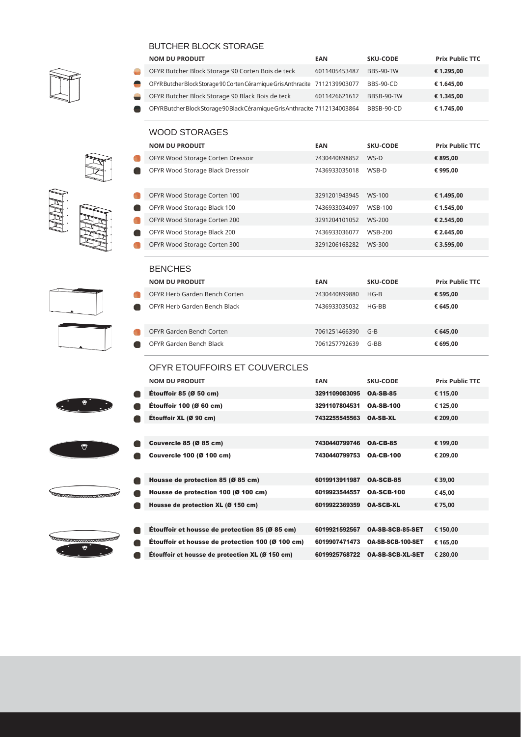## BUTCHER BLOCK STORAGE

| NOM DU PRODUIT | EAN | SKU-CODE | Prix Public TTC |
|---|---|---|---|
| OFYR Butcher Block Storage 90 Corten Bois de teck | 6011405453487 | BBS-90-TW | € 1.295,00 |
| OFYR Butcher Block Storage 90 Corten Céramique Gris Anthracite | 7112139903077 | BBS-90-CD | € 1.645,00 |
| OFYR Butcher Block Storage 90 Black Bois de teck | 6011426621612 | BBSB-90-TW | € 1.345,00 |
| OFYR Butcher Block Storage 90 Black Céramique Gris Anthracite | 7112134003864 | BBSB-90-CD | € 1.745,00 |

## WOOD STORAGES

| NOM DU PRODUIT | EAN | SKU-CODE | Prix Public TTC |
|---|---|---|---|
| OFYR Wood Storage Corten Dressoir | 7430440898852 | WS-D | € 895,00 |
| OFYR Wood Storage Black Dressoir | 7436933035018 | WSB-D | € 995,00 |
| OFYR Wood Storage Corten 100 | 3291201943945 | WS-100 | € 1.495,00 |
| OFYR Wood Storage Black 100 | 7436933034097 | WSB-100 | € 1.545,00 |
| OFYR Wood Storage Corten 200 | 3291204101052 | WS-200 | € 2.545,00 |
| OFYR Wood Storage Black 200 | 7436933036077 | WSB-200 | € 2.645,00 |
| OFYR Wood Storage Corten 300 | 3291206168282 | WS-300 | € 3.595,00 |

## BENCHES

| NOM DU PRODUIT | EAN | SKU-CODE | Prix Public TTC |
|---|---|---|---|
| OFYR Herb Garden Bench Corten | 7430440899880 | HG-B | € 595,00 |
| OFYR Herb Garden Bench Black | 7436933035032 | HG-BB | € 645,00 |
| OFYR Garden Bench Corten | 7061251466390 | G-B | € 645,00 |
| OFYR Garden Bench Black | 7061257792639 | G-BB | € 695,00 |

## OFYR ETOUFFOIRS ET COUVERCLES

| NOM DU PRODUIT | EAN | SKU-CODE | Prix Public TTC |
|---|---|---|---|
| **Étouffoir 85 (Ø 50 cm)** | **3291109083095** | **OA-SB-85** | € 115,00 |
| **Étouffoir 100 (Ø 60 cm)** | **3291107804531** | **OA-SB-100** | € 125,00 |
| **Étouffoir XL (Ø 90 cm)** | **7432255545563** | **OA-SB-XL** | € 209,00 |
| **Couvercle 85 (Ø 85 cm)** | **7430440799746** | **OA-CB-85** | € 199,00 |
| **Couvercle 100 (Ø 100 cm)** | **7430440799753** | **OA-CB-100** | € 209,00 |
| **Housse de protection 85 (Ø 85 cm)** | **6019913911987** | **OA-SCB-85** | € 39,00 |
| **Housse de protection 100 (Ø 100 cm)** | **6019923544557** | **OA-SCB-100** | € 45,00 |
| **Housse de protection XL (Ø 150 cm)** | **6019922369359** | **OA-SCB-XL** | € 75,00 |
| **Étouffoir et housse de protection 85 (Ø 85 cm)** | **6019921592567** | **OA-SB-SCB-85-SET** | € 150,00 |
| **Étouffoir et housse de protection 100 (Ø 100 cm)** | **6019907471473** | **OA-SB-SCB-100-SET** | € 165,00 |
| **Étouffoir et housse de protection XL (Ø 150 cm)** | **6019925768722** | **OA-SB-SCB-XL-SET** | € 280,00 |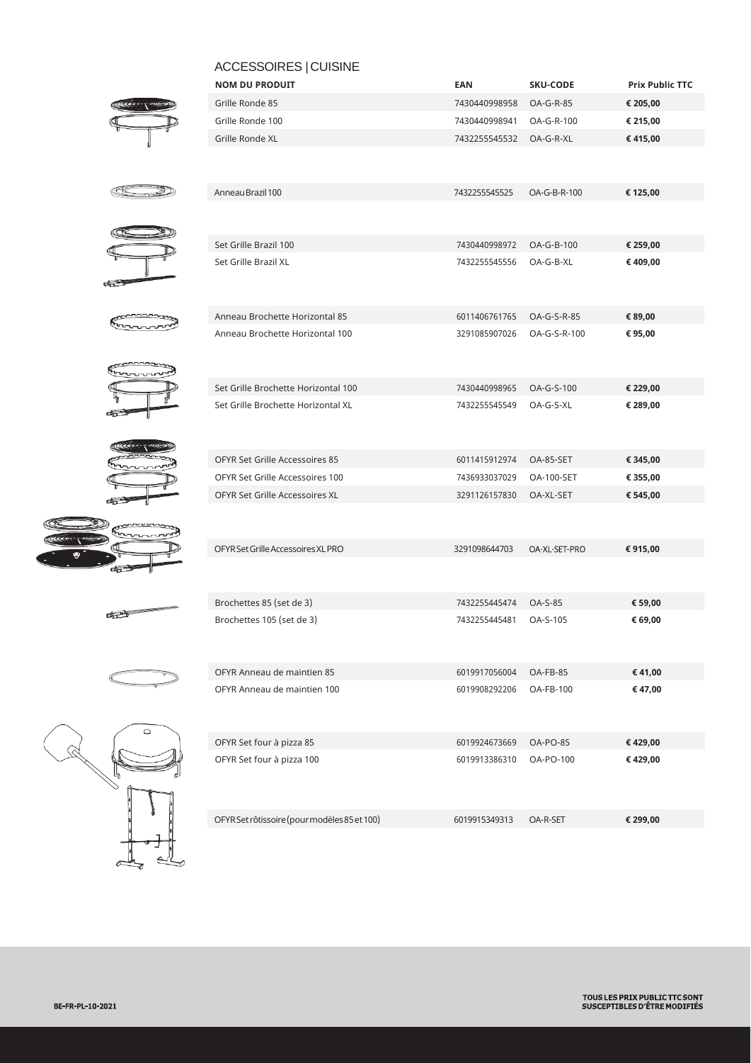## ACCESSOIRES | CUISINE

| NOM DU PRODUIT | EAN | SKU-CODE | Prix Public TTC |
|---|---|---|---|
| Grille Ronde 85 | 7430440998958 | OA-G-R-85 | € 205,00 |
| Grille Ronde 100 | 7430440998941 | OA-G-R-100 | € 215,00 |
| Grille Ronde XL | 7432255545532 | OA-G-R-XL | € 415,00 |
| Anneau Brazil 100 | 7432255545525 | OA-G-B-R-100 | € 125,00 |
| Set Grille Brazil 100 | 7430440998972 | OA-G-B-100 | € 259,00 |
| Set Grille Brazil XL | 7432255545556 | OA-G-B-XL | € 409,00 |
| Anneau Brochette Horizontal 85 | 6011406761765 | OA-G-S-R-85 | € 89,00 |
| Anneau Brochette Horizontal 100 | 3291085907026 | OA-G-S-R-100 | € 95,00 |
| Set Grille Brochette Horizontal 100 | 7430440998965 | OA-G-S-100 | € 229,00 |
| Set Grille Brochette Horizontal XL | 7432255545549 | OA-G-S-XL | € 289,00 |
| OFYR Set Grille Accessoires 85 | 6011415912974 | OA-85-SET | € 345,00 |
| OFYR Set Grille Accessoires 100 | 7436933037029 | OA-100-SET | € 355,00 |
| OFYR Set Grille Accessoires XL | 3291126157830 | OA-XL-SET | € 545,00 |
| OFYR Set Grille Accessoires XL PRO | 3291098644703 | OA-XL-SET-PRO | € 915,00 |
| Brochettes 85 (set de 3) | 7432255445474 | OA-S-85 | € 59,00 |
| Brochettes 105 (set de 3) | 7432255445481 | OA-S-105 | € 69,00 |
| OFYR Anneau de maintien 85 | 6019917056004 | OA-FB-85 | € 41,00 |
| OFYR Anneau de maintien 100 | 6019908292206 | OA-FB-100 | € 47,00 |
| OFYR Set four à pizza 85 | 6019924673669 | OA-PO-85 | € 429,00 |
| OFYR Set four à pizza 100 | 6019913386310 | OA-PO-100 | € 429,00 |
| OFYR Set rôtissoire (pour modèles 85 et 100) | 6019915349313 | OA-R-SET | € 299,00 |

BE-FR-PL-10-2021

TOUS LES PRIX PUBLIC TTC SONT SUSCEPTIBLES D'ÊTRE MODIFIÉS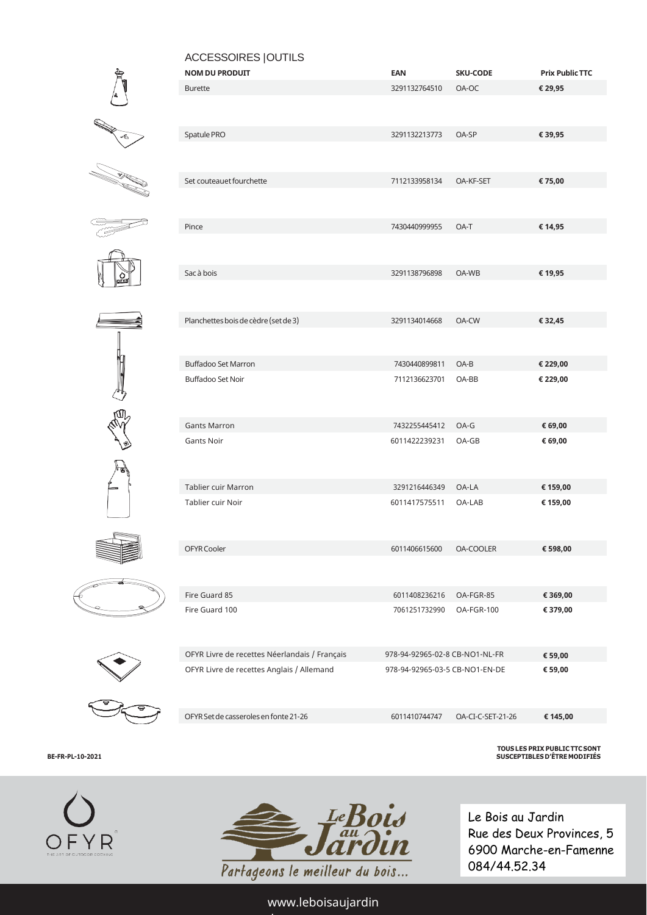## ACCESSOIRES |OUTILS

| NOM DU PRODUIT | EAN | SKU-CODE | Prix Public TTC |
|---|---|---|---|
| Burette | 3291132764510 | OA-OC | € 29,95 |
| Spatule PRO | 3291132213773 | OA-SP | € 39,95 |
| Set couteau et fourchette | 7112133958134 | OA-KF-SET | € 75,00 |
| Pince | 7430440999955 | OA-T | € 14,95 |
| Sac à bois | 3291138796898 | OA-WB | € 19,95 |
| Planchettes bois de cèdre (set de 3) | 3291134014668 | OA-CW | € 32,45 |
| Buffadoo Set Marron | 7430440899811 | OA-B | € 229,00 |
| Buffadoo Set Noir | 7112136623701 | OA-BB | € 229,00 |
| Gants Marron | 7432255445412 | OA-G | € 69,00 |
| Gants Noir | 6011422239231 | OA-GB | € 69,00 |
| Tablier cuir Marron | 3291216446349 | OA-LA | € 159,00 |
| Tablier cuir Noir | 6011417575511 | OA-LAB | € 159,00 |
| OFYR Cooler | 6011406615600 | OA-COOLER | € 598,00 |
| Fire Guard 85 | 6011408236216 | OA-FGR-85 | € 369,00 |
| Fire Guard 100 | 7061251732990 | OA-FGR-100 | € 379,00 |
| OFYR Livre de recettes Néerlandais / Français | 978-94-92965-02-8 | CB-NO1-NL-FR | € 59,00 |
| OFYR Livre de recettes Anglais / Allemand | 978-94-92965-03-5 | CB-NO1-EN-DE | € 59,00 |
| OFYR Set de casseroles en fonte 21-26 | 6011410744747 | OA-CI-C-SET-21-26 | € 145,00 |

BE-FR-PL-10-2021

**TOUS LES PRIX PUBLIC TTC SONT SUSCEPTIBLES D'ÊTRE MODIFIÉS**

OFYR
THE ART OF OUTDOOR COOKING

Le Bois au Jardin
Partageons le meilleur du bois...

Le Bois au Jardin
Rue des Deux Provinces, 5
6900 Marche-en-Famenne
084/44.52.34

www.leboisaujardin